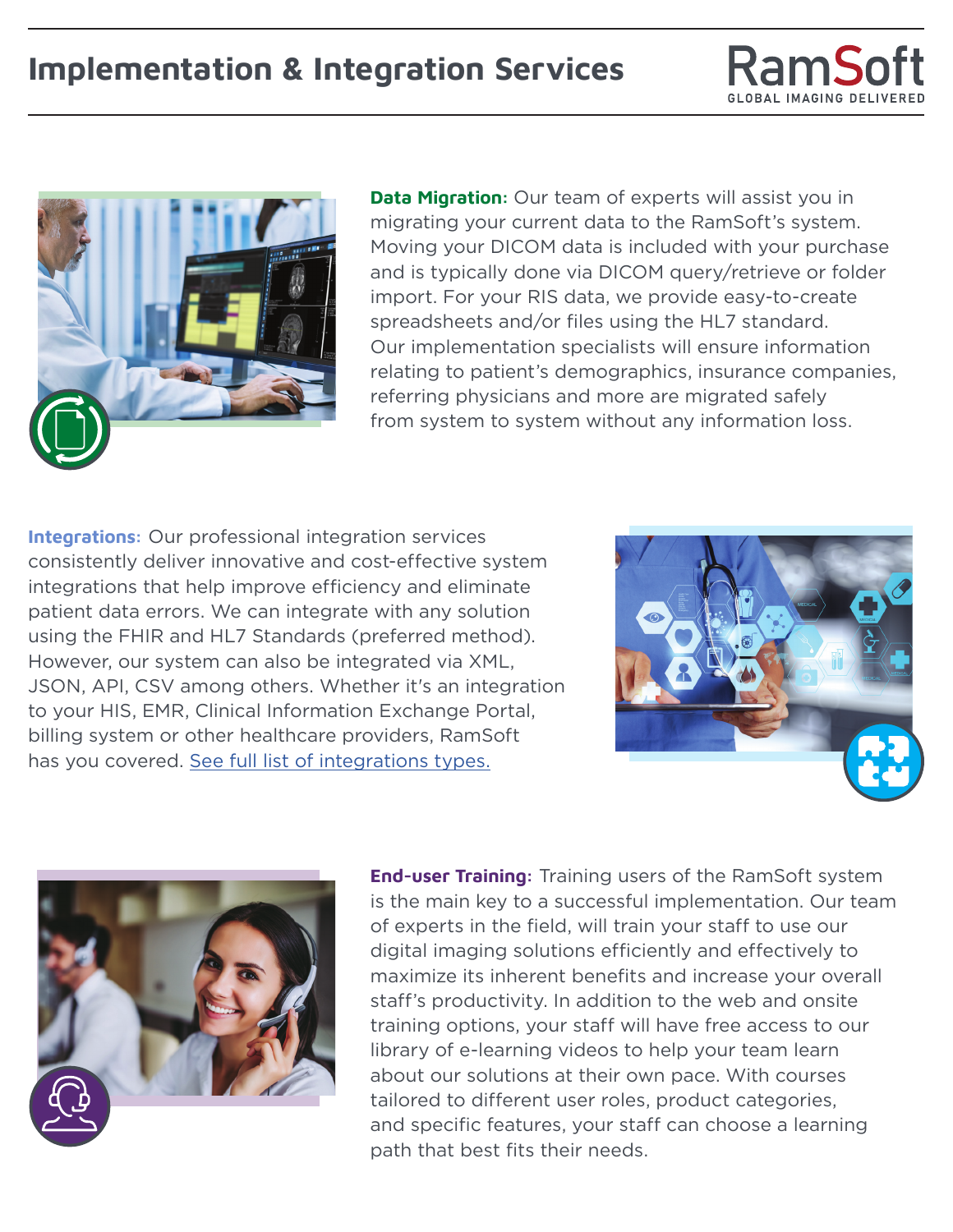# Implementation & Integration Services

RamSoft
GLOBAL IMAGING DELIVERED

**Data Migration:** Our team of experts will assist you in migrating your current data to the RamSoft's system. Moving your DICOM data is included with your purchase and is typically done via DICOM query/retrieve or folder import. For your RIS data, we provide easy-to-create spreadsheets and/or files using the HL7 standard. Our implementation specialists will ensure information relating to patient's demographics, insurance companies, referring physicians and more are migrated safely from system to system without any information loss.

**Integrations:** Our professional integration services consistently deliver innovative and cost-effective system integrations that help improve efficiency and eliminate patient data errors. We can integrate with any solution using the FHIR and HL7 Standards (preferred method). However, our system can also be integrated via XML, JSON, API, CSV among others. Whether it's an integration to your HIS, EMR, Clinical Information Exchange Portal, billing system or other healthcare providers, RamSoft has you covered. See full list of integrations types.

**End-user Training:** Training users of the RamSoft system is the main key to a successful implementation. Our team of experts in the field, will train your staff to use our digital imaging solutions efficiently and effectively to maximize its inherent benefits and increase your overall staff's productivity. In addition to the web and onsite training options, your staff will have free access to our library of e-learning videos to help your team learn about our solutions at their own pace. With courses tailored to different user roles, product categories, and specific features, your staff can choose a learning path that best fits their needs.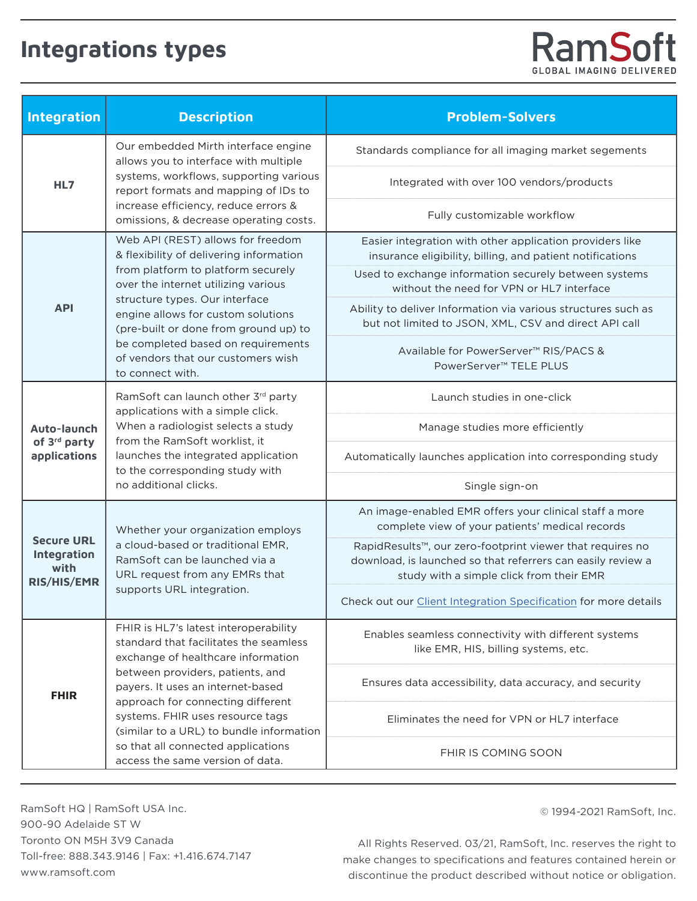# Integrations types

RamSoft
GLOBAL IMAGING DELIVERED

| Integration | Description | Problem-Solvers |
|---|---|---|
| **HL7** | Our embedded Mirth interface engine allows you to interface with multiple systems, workflows, supporting various report formats and mapping of IDs to increase efficiency, reduce errors & omissions, & decrease operating costs. | Standards compliance for all imaging market segements |
| | | Integrated with over 100 vendors/products |
| | | Fully customizable workflow |
| **API** | Web API (REST) allows for freedom & flexibility of delivering information from platform to platform securely over the internet utilizing various structure types. Our interface engine allows for custom solutions (pre-built or done from ground up) to be completed based on requirements of vendors that our customers wish to connect with. | Easier integration with other application providers like insurance eligibility, billing, and patient notifications |
| | | Used to exchange information securely between systems without the need for VPN or HL7 interface |
| | | Ability to deliver Information via various structures such as but not limited to JSON, XML, CSV and direct API call |
| | | Available for PowerServer™ RIS/PACS & PowerServer™ TELE PLUS |
| **Auto-launch of 3rd party applications** | RamSoft can launch other 3rd party applications with a simple click. When a radiologist selects a study from the RamSoft worklist, it launches the integrated application to the corresponding study with no additional clicks. | Launch studies in one-click |
| | | Manage studies more efficiently |
| | | Automatically launches application into corresponding study |
| | | Single sign-on |
| **Secure URL Integration with RIS/HIS/EMR** | Whether your organization employs a cloud-based or traditional EMR, RamSoft can be launched via a URL request from any EMRs that supports URL integration. | An image-enabled EMR offers your clinical staff a more complete view of your patients' medical records |
| | | RapidResults™, our zero-footprint viewer that requires no download, is launched so that referrers can easily review a study with a simple click from their EMR |
| | | Check out our Client Integration Specification for more details |
| **FHIR** | FHIR is HL7's latest interoperability standard that facilitates the seamless exchange of healthcare information between providers, patients, and payers. It uses an internet-based approach for connecting different systems. FHIR uses resource tags (similar to a URL) to bundle information so that all connected applications access the same version of data. | Enables seamless connectivity with different systems like EMR, HIS, billing systems, etc. |
| | | Ensures data accessibility, data accuracy, and security |
| | | Eliminates the need for VPN or HL7 interface |
| | | FHIR IS COMING SOON |

RamSoft HQ | RamSoft USA Inc.
900-90 Adelaide ST W
Toronto ON M5H 3V9 Canada
Toll-free: 888.343.9146 | Fax: +1.416.674.7147
www.ramsoft.com

© 1994-2021 RamSoft, Inc.

All Rights Reserved. 03/21, RamSoft, Inc. reserves the right to make changes to specifications and features contained herein or discontinue the product described without notice or obligation.